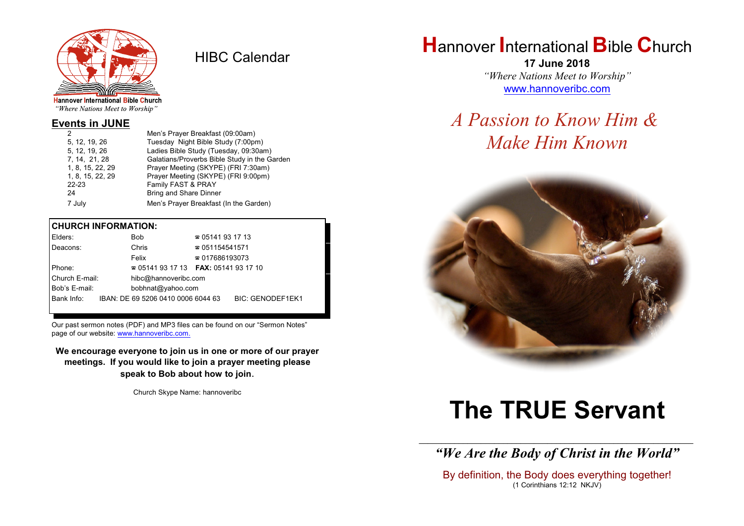Hannover International Bible Church
*"Where Nations Meet to Worship"*

# HIBC Calendar

## Events in JUNE

| | |
|---|---|
| 2 | Men's Prayer Breakfast (09:00am) |
| 5, 12, 19, 26 | Tuesday Night Bible Study (7:00pm) |
| 5, 12, 19, 26 | Ladies Bible Study (Tuesday, 09:30am) |
| 7, 14, 21, 28 | Galatians/Proverbs Bible Study in the Garden |
| 1, 8, 15, 22, 29 | Prayer Meeting (SKYPE) (FRI 7:30am) |
| 1, 8, 15, 22, 29 | Prayer Meeting (SKYPE) (FRI 9:00pm) |
| 22-23 | Family FAST & PRAY |
| 24 | Bring and Share Dinner |
| 7 July | Men's Prayer Breakfast (In the Garden) |

## CHURCH INFORMATION:

| | | |
|---|---|---|
| Elders: | Bob | ☎ 05141 93 17 13 |
| Deacons: | Chris | ☎ 051154541571 |
| | Felix | ☎ 017686193073 |
| Phone: | ☎ 05141 93 17 13 | **FAX:** 05141 93 17 10 |
| Church E-mail: | hibc@hannoveribc.com | |
| Bob's E-mail: | bobhnat@yahoo.com | |
| Bank Info: | IBAN: DE 69 5206 0410 0006 6044 63 | BIC: GENODEF1EK1 |

Our past sermon notes (PDF) and MP3 files can be found on our "Sermon Notes" page of our website: www.hannoveribc.com.

**We encourage everyone to join us in one or more of our prayer meetings. If you would like to join a prayer meeting please speak to Bob about how to join.**

Church Skype Name: hannoveribc

# Hannover International Bible Church

**17 June 2018**

*"Where Nations Meet to Worship"*

www.hannoveribc.com

## *A Passion to Know Him & Make Him Known*

# The TRUE Servant

---

***"We Are the Body of Christ in the World"***

By definition, the Body does everything together!
(1 Corinthians 12:12 NKJV)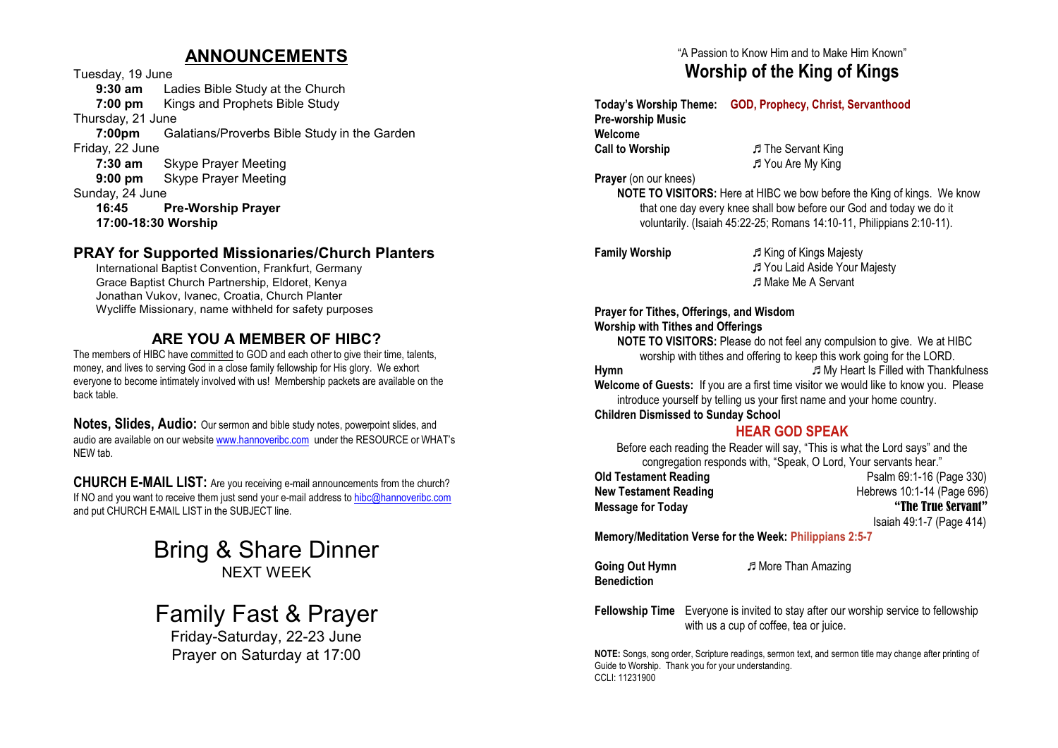## ANNOUNCEMENTS

Tuesday, 19 June

- **9:30 am** Ladies Bible Study at the Church
- **7:00 pm** Kings and Prophets Bible Study

Thursday, 21 June

- **7:00pm** Galatians/Proverbs Bible Study in the Garden

Friday, 22 June

- **7:30 am** Skype Prayer Meeting
- **9:00 pm** Skype Prayer Meeting

Sunday, 24 June

- **16:45 Pre-Worship Prayer**
- **17:00-18:30 Worship**

### PRAY for Supported Missionaries/Church Planters

International Baptist Convention, Frankfurt, Germany
Grace Baptist Church Partnership, Eldoret, Kenya
Jonathan Vukov, Ivanec, Croatia, Church Planter
Wycliffe Missionary, name withheld for safety purposes

### ARE YOU A MEMBER OF HIBC?

The members of HIBC have committed to GOD and each other to give their time, talents, money, and lives to serving God in a close family fellowship for His glory. We exhort everyone to become intimately involved with us! Membership packets are available on the back table.

**Notes, Slides, Audio:** Our sermon and bible study notes, powerpoint slides, and audio are available on our website www.hannoveribc.com under the RESOURCE or WHAT's NEW tab.

**CHURCH E-MAIL LIST:** Are you receiving e-mail announcements from the church? If NO and you want to receive them just send your e-mail address to hibc@hannoveribc.com and put CHURCH E-MAIL LIST in the SUBJECT line.

## Bring & Share Dinner

NEXT WEEK

## Family Fast & Prayer

Friday-Saturday, 22-23 June
Prayer on Saturday at 17:00

---

"A Passion to Know Him and to Make Him Known"

# Worship of the King of Kings

**Today's Worship Theme:** **GOD, Prophecy, Christ, Servanthood**

**Pre-worship Music**

**Welcome**

**Call to Worship** ♬ The Servant King
♬ You Are My King

**Prayer** (on our knees)

**NOTE TO VISITORS:** Here at HIBC we bow before the King of kings. We know that one day every knee shall bow before our God and today we do it voluntarily. (Isaiah 45:22-25; Romans 14:10-11, Philippians 2:10-11).

**Family Worship** ♬ King of Kings Majesty
♬ You Laid Aside Your Majesty
♬ Make Me A Servant

**Prayer for Tithes, Offerings, and Wisdom**

**Worship with Tithes and Offerings**

**NOTE TO VISITORS:** Please do not feel any compulsion to give. We at HIBC worship with tithes and offering to keep this work going for the LORD.

**Hymn** ♬ My Heart Is Filled with Thankfulness

**Welcome of Guests:** If you are a first time visitor we would like to know you. Please introduce yourself by telling us your first name and your home country.

**Children Dismissed to Sunday School**

### HEAR GOD SPEAK

Before each reading the Reader will say, "This is what the Lord says" and the congregation responds with, "Speak, O Lord, Your servants hear."

**Old Testament Reading** Psalm 69:1-16 (Page 330)

**New Testament Reading** Hebrews 10:1-14 (Page 696)

**Message for Today** **"The True Servant"**
Isaiah 49:1-7 (Page 414)

**Memory/Meditation Verse for the Week: Philippians 2:5-7**

**Going Out Hymn** ♬ More Than Amazing

**Benediction**

**Fellowship Time** Everyone is invited to stay after our worship service to fellowship with us a cup of coffee, tea or juice.

**NOTE:** Songs, song order, Scripture readings, sermon text, and sermon title may change after printing of Guide to Worship. Thank you for your understanding.
CCLI: 11231900